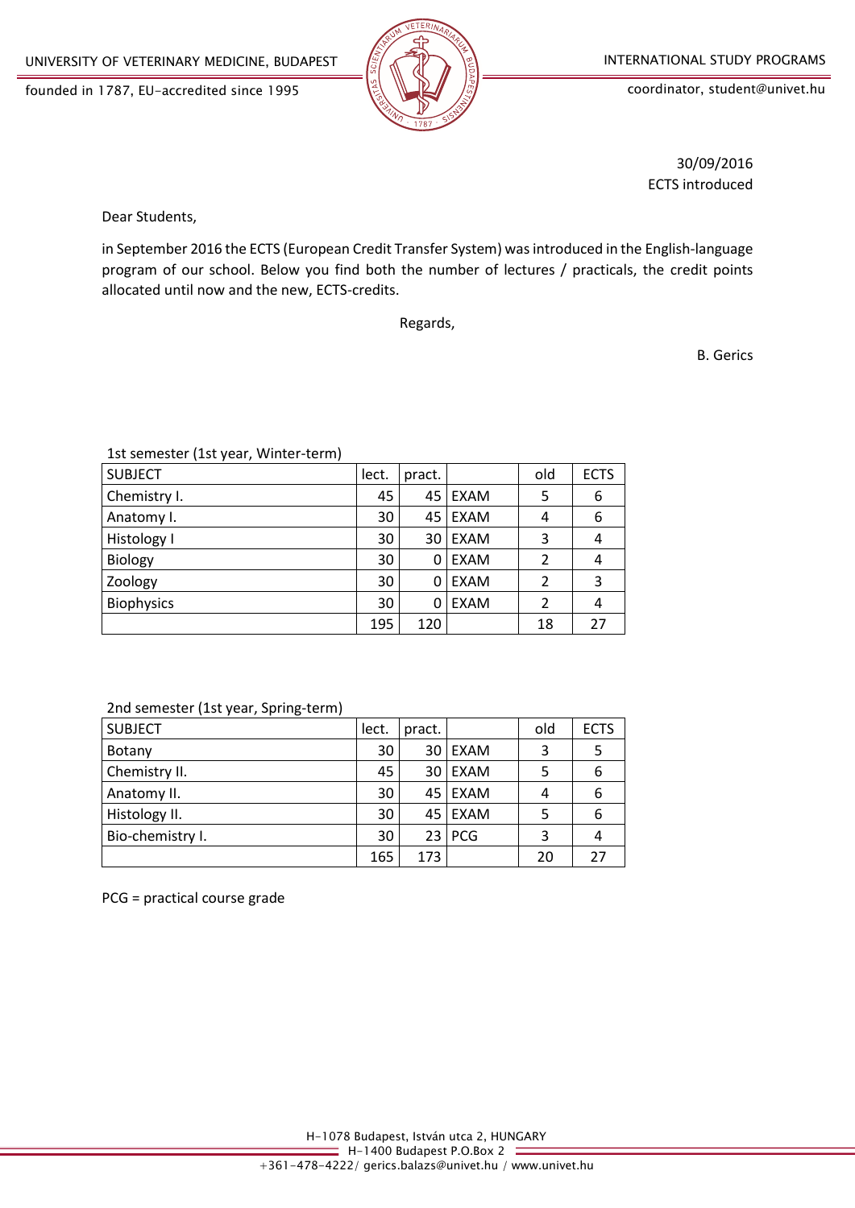UNIVERSITY OF VETERINARY MEDICINE, BUDAPEST

founded in 1787, EU-accredited since 1995

INTERNATIONAL STUDY PROGRAMS

coordinator, student@univet.hu

30/09/2016
ECTS introduced

Dear Students,

in September 2016 the ECTS (European Credit Transfer System) was introduced in the English-language program of our school. Below you find both the number of lectures / practicals, the credit points allocated until now and the new, ECTS-credits.

Regards,

B. Gerics

1st semester (1st year, Winter-term)

| SUBJECT | lect. | pract. | | old | ECTS |
|---|---|---|---|---|---|
| Chemistry I. | 45 | 45 | EXAM | 5 | 6 |
| Anatomy I. | 30 | 45 | EXAM | 4 | 6 |
| Histology I | 30 | 30 | EXAM | 3 | 4 |
| Biology | 30 | 0 | EXAM | 2 | 4 |
| Zoology | 30 | 0 | EXAM | 2 | 3 |
| Biophysics | 30 | 0 | EXAM | 2 | 4 |
| | 195 | 120 | | 18 | 27 |

2nd semester (1st year, Spring-term)

| SUBJECT | lect. | pract. | | old | ECTS |
|---|---|---|---|---|---|
| Botany | 30 | 30 | EXAM | 3 | 5 |
| Chemistry II. | 45 | 30 | EXAM | 5 | 6 |
| Anatomy II. | 30 | 45 | EXAM | 4 | 6 |
| Histology II. | 30 | 45 | EXAM | 5 | 6 |
| Bio-chemistry I. | 30 | 23 | PCG | 3 | 4 |
| | 165 | 173 | | 20 | 27 |

PCG = practical course grade

H-1078 Budapest, István utca 2, HUNGARY
H-1400 Budapest P.O.Box 2
+361-478-4222/ gerics.balazs@univet.hu / www.univet.hu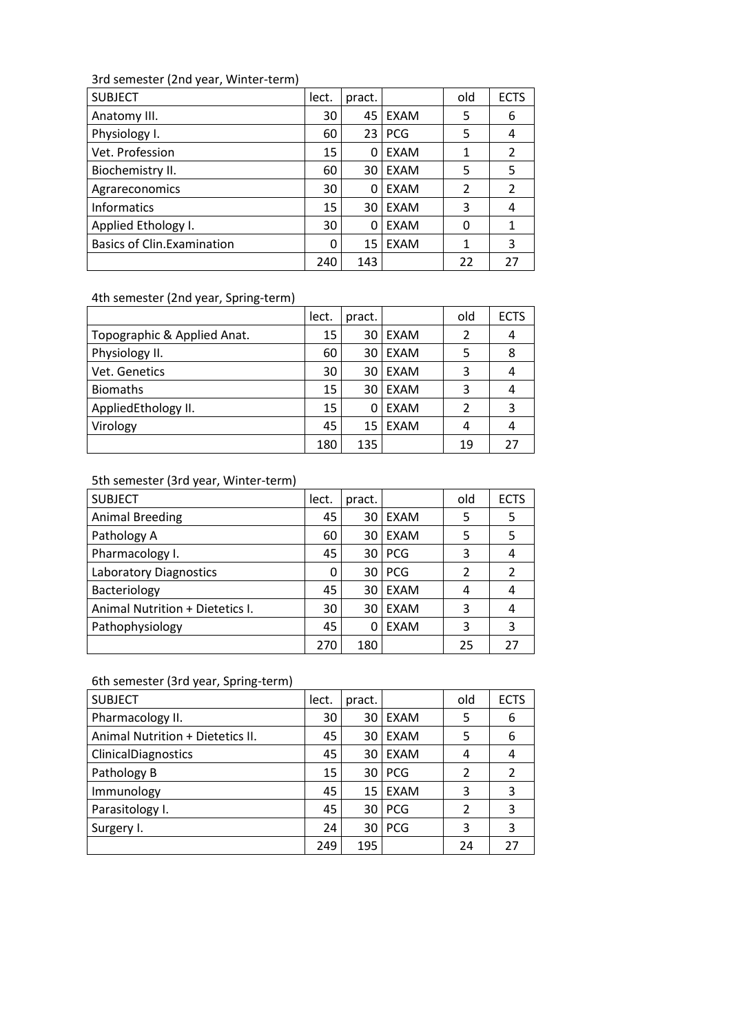3rd semester (2nd year, Winter-term)

| SUBJECT | lect. | pract. | | old | ECTS |
|---|---|---|---|---|---|
| Anatomy III. | 30 | 45 | EXAM | 5 | 6 |
| Physiology I. | 60 | 23 | PCG | 5 | 4 |
| Vet. Profession | 15 | 0 | EXAM | 1 | 2 |
| Biochemistry II. | 60 | 30 | EXAM | 5 | 5 |
| Agrareconomics | 30 | 0 | EXAM | 2 | 2 |
| Informatics | 15 | 30 | EXAM | 3 | 4 |
| Applied Ethology I. | 30 | 0 | EXAM | 0 | 1 |
| Basics of Clin.Examination | 0 | 15 | EXAM | 1 | 3 |
| | 240 | 143 | | 22 | 27 |

4th semester (2nd year, Spring-term)

| | lect. | pract. | | old | ECTS |
|---|---|---|---|---|---|
| Topographic & Applied Anat. | 15 | 30 | EXAM | 2 | 4 |
| Physiology II. | 60 | 30 | EXAM | 5 | 8 |
| Vet. Genetics | 30 | 30 | EXAM | 3 | 4 |
| Biomaths | 15 | 30 | EXAM | 3 | 4 |
| AppliedEthology II. | 15 | 0 | EXAM | 2 | 3 |
| Virology | 45 | 15 | EXAM | 4 | 4 |
| | 180 | 135 | | 19 | 27 |

5th semester (3rd year, Winter-term)

| SUBJECT | lect. | pract. | | old | ECTS |
|---|---|---|---|---|---|
| Animal Breeding | 45 | 30 | EXAM | 5 | 5 |
| Pathology A | 60 | 30 | EXAM | 5 | 5 |
| Pharmacology I. | 45 | 30 | PCG | 3 | 4 |
| Laboratory Diagnostics | 0 | 30 | PCG | 2 | 2 |
| Bacteriology | 45 | 30 | EXAM | 4 | 4 |
| Animal Nutrition + Dietetics I. | 30 | 30 | EXAM | 3 | 4 |
| Pathophysiology | 45 | 0 | EXAM | 3 | 3 |
| | 270 | 180 | | 25 | 27 |

6th semester (3rd year, Spring-term)

| SUBJECT | lect. | pract. | | old | ECTS |
|---|---|---|---|---|---|
| Pharmacology II. | 30 | 30 | EXAM | 5 | 6 |
| Animal Nutrition + Dietetics II. | 45 | 30 | EXAM | 5 | 6 |
| ClinicalDiagnostics | 45 | 30 | EXAM | 4 | 4 |
| Pathology B | 15 | 30 | PCG | 2 | 2 |
| Immunology | 45 | 15 | EXAM | 3 | 3 |
| Parasitology I. | 45 | 30 | PCG | 2 | 3 |
| Surgery I. | 24 | 30 | PCG | 3 | 3 |
| | 249 | 195 | | 24 | 27 |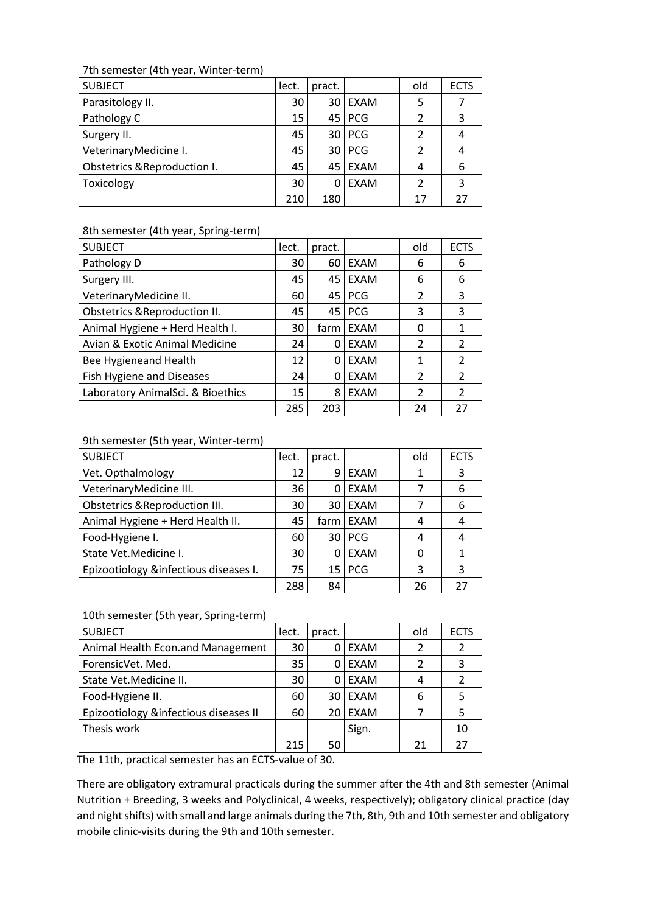7th semester (4th year, Winter-term)

| SUBJECT | lect. | pract. | | old | ECTS |
|---|---|---|---|---|---|
| Parasitology II. | 30 | 30 | EXAM | 5 | 7 |
| Pathology C | 15 | 45 | PCG | 2 | 3 |
| Surgery II. | 45 | 30 | PCG | 2 | 4 |
| VeterinaryMedicine I. | 45 | 30 | PCG | 2 | 4 |
| Obstetrics &Reproduction I. | 45 | 45 | EXAM | 4 | 6 |
| Toxicology | 30 | 0 | EXAM | 2 | 3 |
| | 210 | 180 | | 17 | 27 |

8th semester (4th year, Spring-term)

| SUBJECT | lect. | pract. | | old | ECTS |
|---|---|---|---|---|---|
| Pathology D | 30 | 60 | EXAM | 6 | 6 |
| Surgery III. | 45 | 45 | EXAM | 6 | 6 |
| VeterinaryMedicine II. | 60 | 45 | PCG | 2 | 3 |
| Obstetrics &Reproduction II. | 45 | 45 | PCG | 3 | 3 |
| Animal Hygiene + Herd Health I. | 30 | farm | EXAM | 0 | 1 |
| Avian & Exotic Animal Medicine | 24 | 0 | EXAM | 2 | 2 |
| Bee Hygieneand Health | 12 | 0 | EXAM | 1 | 2 |
| Fish Hygiene and Diseases | 24 | 0 | EXAM | 2 | 2 |
| Laboratory AnimalSci. & Bioethics | 15 | 8 | EXAM | 2 | 2 |
| | 285 | 203 | | 24 | 27 |

9th semester (5th year, Winter-term)

| SUBJECT | lect. | pract. | | old | ECTS |
|---|---|---|---|---|---|
| Vet. Opthalmology | 12 | 9 | EXAM | 1 | 3 |
| VeterinaryMedicine III. | 36 | 0 | EXAM | 7 | 6 |
| Obstetrics &Reproduction III. | 30 | 30 | EXAM | 7 | 6 |
| Animal Hygiene + Herd Health II. | 45 | farm | EXAM | 4 | 4 |
| Food-Hygiene I. | 60 | 30 | PCG | 4 | 4 |
| State Vet.Medicine I. | 30 | 0 | EXAM | 0 | 1 |
| Epizootiology &infectious diseases I. | 75 | 15 | PCG | 3 | 3 |
| | 288 | 84 | | 26 | 27 |

10th semester (5th year, Spring-term)

| SUBJECT | lect. | pract. | | old | ECTS |
|---|---|---|---|---|---|
| Animal Health Econ.and Management | 30 | 0 | EXAM | 2 | 2 |
| ForensicVet. Med. | 35 | 0 | EXAM | 2 | 3 |
| State Vet.Medicine II. | 30 | 0 | EXAM | 4 | 2 |
| Food-Hygiene II. | 60 | 30 | EXAM | 6 | 5 |
| Epizootiology &infectious diseases II | 60 | 20 | EXAM | 7 | 5 |
| Thesis work | | | Sign. | | 10 |
| | 215 | 50 | | 21 | 27 |

The 11th, practical semester has an ECTS-value of 30.

There are obligatory extramural practicals during the summer after the 4th and 8th semester (Animal Nutrition + Breeding, 3 weeks and Polyclinical, 4 weeks, respectively); obligatory clinical practice (day and night shifts) with small and large animals during the 7th, 8th, 9th and 10th semester and obligatory mobile clinic-visits during the 9th and 10th semester.